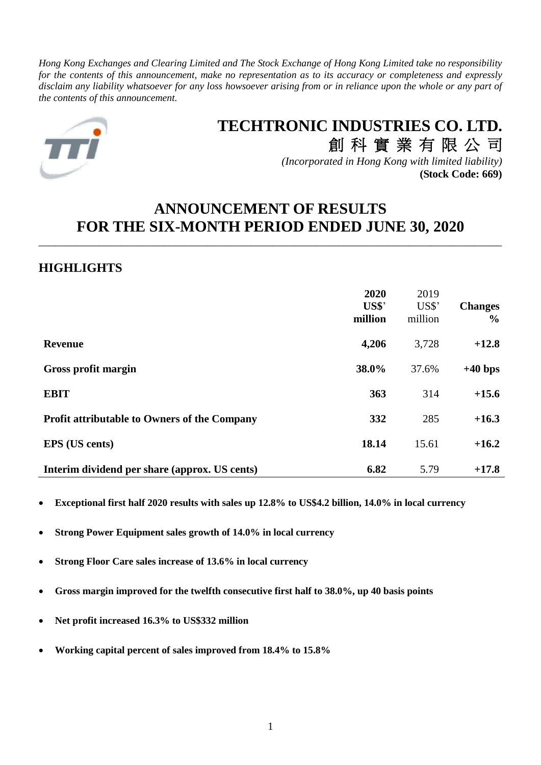*Hong Kong Exchanges and Clearing Limited and The Stock Exchange of Hong Kong Limited take no responsibility for the contents of this announcement, make no representation as to its accuracy or completeness and expressly disclaim any liability whatsoever for any loss howsoever arising from or in reliance upon the whole or any part of the contents of this announcement.*

# TECHTRONIC INDUSTRIES CO. LTD.

# 創 科 實 業 有 限 公 司

*(Incorporated in Hong Kong with limited liability)*

**(Stock Code: 669)**

# ANNOUNCEMENT OF RESULTS FOR THE SIX-MONTH PERIOD ENDED JUNE 30, 2020

## HIGHLIGHTS

| | **2020 US$' million** | 2019 US$' million | **Changes %** |
|---|---|---|---|
| **Revenue** | **4,206** | 3,728 | **+12.8** |
| **Gross profit margin** | **38.0%** | 37.6% | **+40 bps** |
| **EBIT** | **363** | 314 | **+15.6** |
| **Profit attributable to Owners of the Company** | **332** | 285 | **+16.3** |
| **EPS (US cents)** | **18.14** | 15.61 | **+16.2** |
| **Interim dividend per share (approx. US cents)** | **6.82** | 5.79 | **+17.8** |

- **Exceptional first half 2020 results with sales up 12.8% to US$4.2 billion, 14.0% in local currency**
- **Strong Power Equipment sales growth of 14.0% in local currency**
- **Strong Floor Care sales increase of 13.6% in local currency**
- **Gross margin improved for the twelfth consecutive first half to 38.0%, up 40 basis points**
- **Net profit increased 16.3% to US$332 million**
- **Working capital percent of sales improved from 18.4% to 15.8%**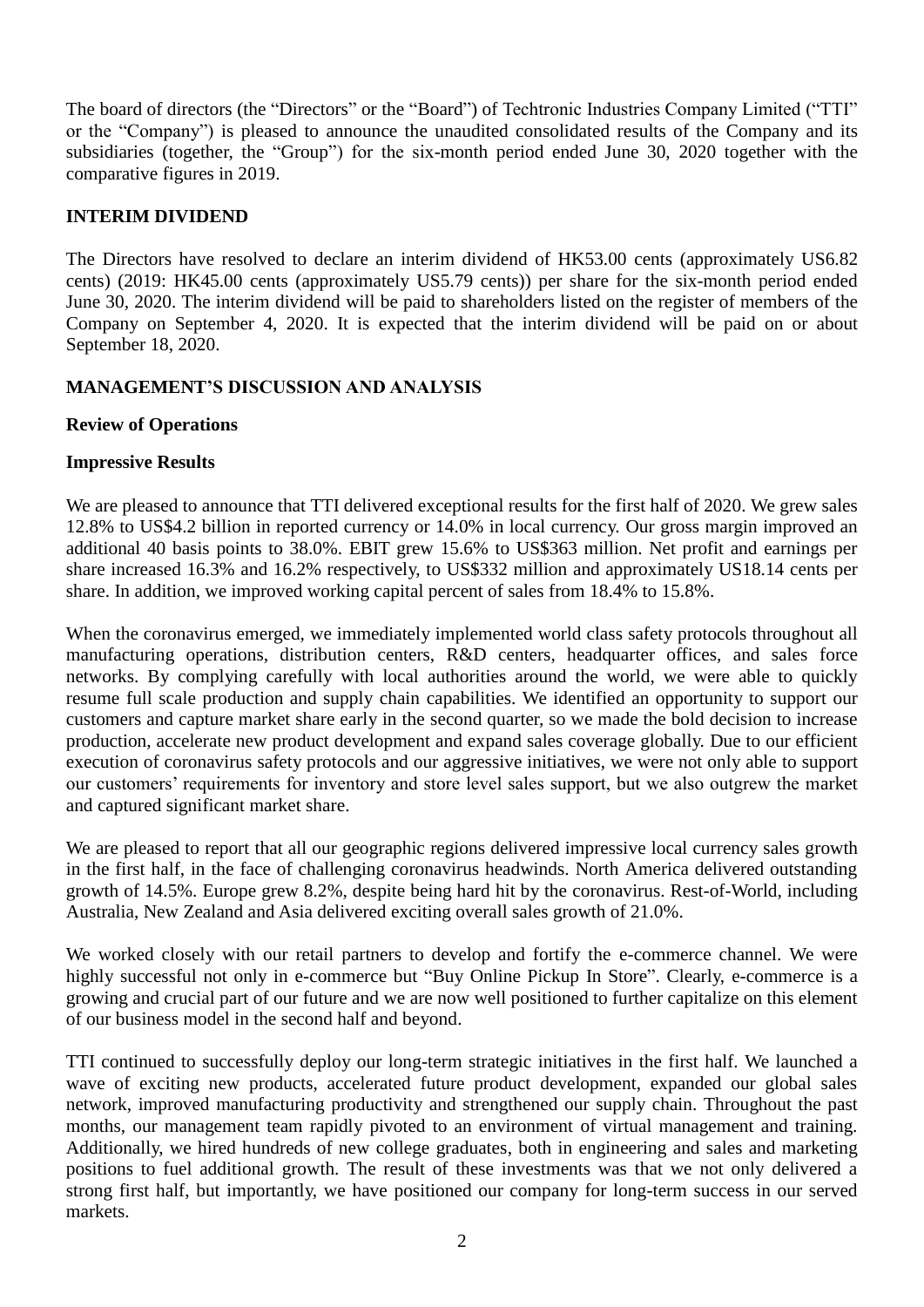The board of directors (the "Directors" or the "Board") of Techtronic Industries Company Limited ("TTI" or the "Company") is pleased to announce the unaudited consolidated results of the Company and its subsidiaries (together, the "Group") for the six-month period ended June 30, 2020 together with the comparative figures in 2019.

## INTERIM DIVIDEND

The Directors have resolved to declare an interim dividend of HK53.00 cents (approximately US6.82 cents) (2019: HK45.00 cents (approximately US5.79 cents)) per share for the six-month period ended June 30, 2020. The interim dividend will be paid to shareholders listed on the register of members of the Company on September 4, 2020. It is expected that the interim dividend will be paid on or about September 18, 2020.

## MANAGEMENT'S DISCUSSION AND ANALYSIS

### Review of Operations

### Impressive Results

We are pleased to announce that TTI delivered exceptional results for the first half of 2020. We grew sales 12.8% to US$4.2 billion in reported currency or 14.0% in local currency. Our gross margin improved an additional 40 basis points to 38.0%. EBIT grew 15.6% to US$363 million. Net profit and earnings per share increased 16.3% and 16.2% respectively, to US$332 million and approximately US18.14 cents per share. In addition, we improved working capital percent of sales from 18.4% to 15.8%.

When the coronavirus emerged, we immediately implemented world class safety protocols throughout all manufacturing operations, distribution centers, R&D centers, headquarter offices, and sales force networks. By complying carefully with local authorities around the world, we were able to quickly resume full scale production and supply chain capabilities. We identified an opportunity to support our customers and capture market share early in the second quarter, so we made the bold decision to increase production, accelerate new product development and expand sales coverage globally. Due to our efficient execution of coronavirus safety protocols and our aggressive initiatives, we were not only able to support our customers' requirements for inventory and store level sales support, but we also outgrew the market and captured significant market share.

We are pleased to report that all our geographic regions delivered impressive local currency sales growth in the first half, in the face of challenging coronavirus headwinds. North America delivered outstanding growth of 14.5%. Europe grew 8.2%, despite being hard hit by the coronavirus. Rest-of-World, including Australia, New Zealand and Asia delivered exciting overall sales growth of 21.0%.

We worked closely with our retail partners to develop and fortify the e-commerce channel. We were highly successful not only in e-commerce but "Buy Online Pickup In Store". Clearly, e-commerce is a growing and crucial part of our future and we are now well positioned to further capitalize on this element of our business model in the second half and beyond.

TTI continued to successfully deploy our long-term strategic initiatives in the first half. We launched a wave of exciting new products, accelerated future product development, expanded our global sales network, improved manufacturing productivity and strengthened our supply chain. Throughout the past months, our management team rapidly pivoted to an environment of virtual management and training. Additionally, we hired hundreds of new college graduates, both in engineering and sales and marketing positions to fuel additional growth. The result of these investments was that we not only delivered a strong first half, but importantly, we have positioned our company for long-term success in our served markets.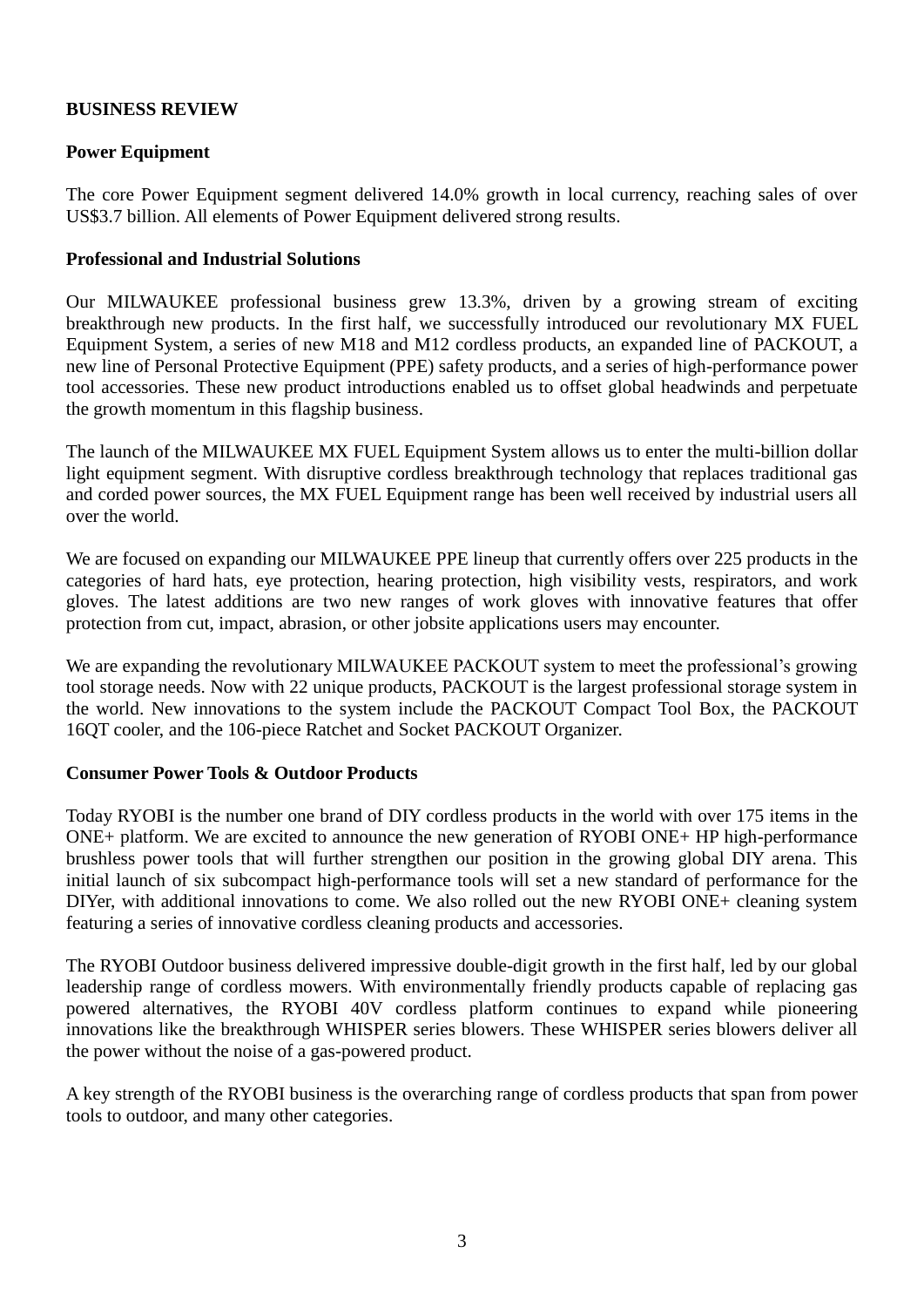## BUSINESS REVIEW

### Power Equipment

The core Power Equipment segment delivered 14.0% growth in local currency, reaching sales of over US$3.7 billion. All elements of Power Equipment delivered strong results.

### Professional and Industrial Solutions

Our MILWAUKEE professional business grew 13.3%, driven by a growing stream of exciting breakthrough new products. In the first half, we successfully introduced our revolutionary MX FUEL Equipment System, a series of new M18 and M12 cordless products, an expanded line of PACKOUT, a new line of Personal Protective Equipment (PPE) safety products, and a series of high-performance power tool accessories. These new product introductions enabled us to offset global headwinds and perpetuate the growth momentum in this flagship business.

The launch of the MILWAUKEE MX FUEL Equipment System allows us to enter the multi-billion dollar light equipment segment. With disruptive cordless breakthrough technology that replaces traditional gas and corded power sources, the MX FUEL Equipment range has been well received by industrial users all over the world.

We are focused on expanding our MILWAUKEE PPE lineup that currently offers over 225 products in the categories of hard hats, eye protection, hearing protection, high visibility vests, respirators, and work gloves. The latest additions are two new ranges of work gloves with innovative features that offer protection from cut, impact, abrasion, or other jobsite applications users may encounter.

We are expanding the revolutionary MILWAUKEE PACKOUT system to meet the professional's growing tool storage needs. Now with 22 unique products, PACKOUT is the largest professional storage system in the world. New innovations to the system include the PACKOUT Compact Tool Box, the PACKOUT 16QT cooler, and the 106-piece Ratchet and Socket PACKOUT Organizer.

### Consumer Power Tools & Outdoor Products

Today RYOBI is the number one brand of DIY cordless products in the world with over 175 items in the ONE+ platform. We are excited to announce the new generation of RYOBI ONE+ HP high-performance brushless power tools that will further strengthen our position in the growing global DIY arena. This initial launch of six subcompact high-performance tools will set a new standard of performance for the DIYer, with additional innovations to come. We also rolled out the new RYOBI ONE+ cleaning system featuring a series of innovative cordless cleaning products and accessories.

The RYOBI Outdoor business delivered impressive double-digit growth in the first half, led by our global leadership range of cordless mowers. With environmentally friendly products capable of replacing gas powered alternatives, the RYOBI 40V cordless platform continues to expand while pioneering innovations like the breakthrough WHISPER series blowers. These WHISPER series blowers deliver all the power without the noise of a gas-powered product.

A key strength of the RYOBI business is the overarching range of cordless products that span from power tools to outdoor, and many other categories.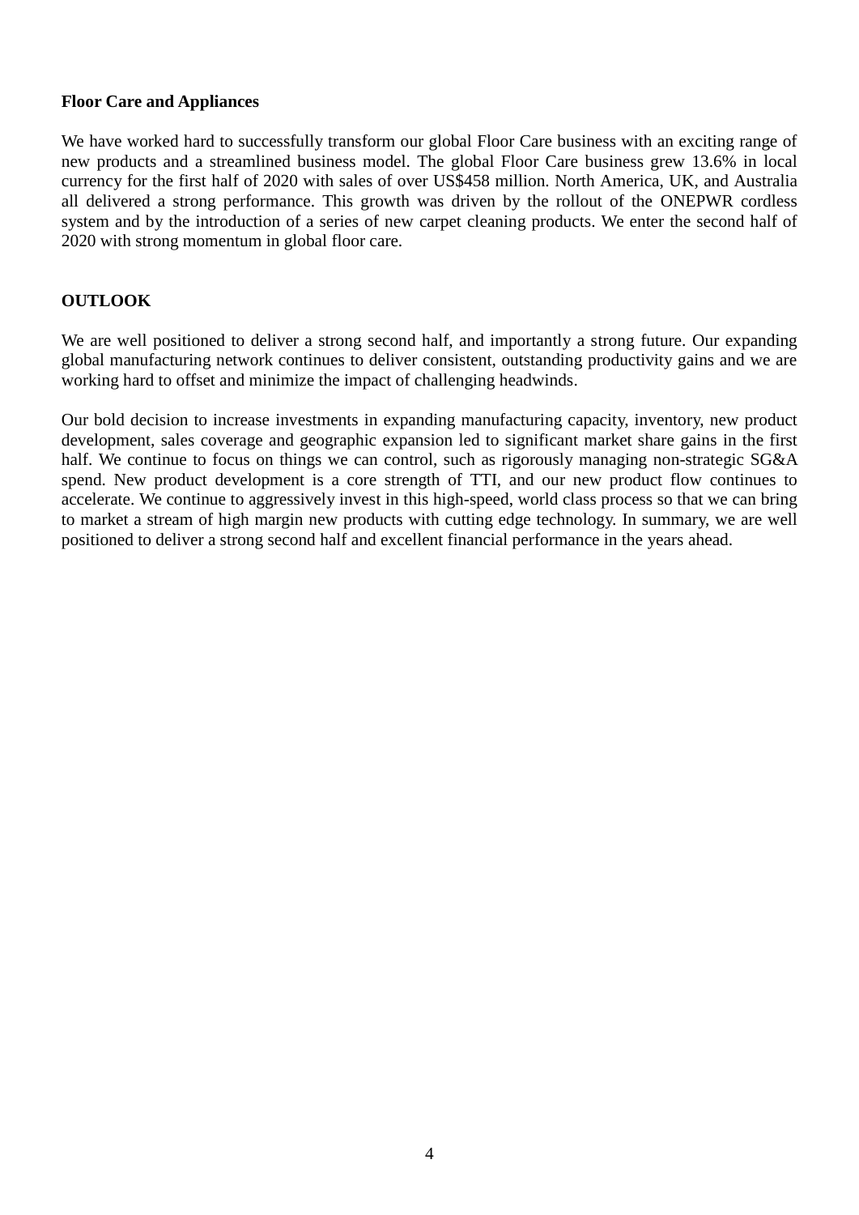**Floor Care and Appliances**

We have worked hard to successfully transform our global Floor Care business with an exciting range of new products and a streamlined business model. The global Floor Care business grew 13.6% in local currency for the first half of 2020 with sales of over US$458 million. North America, UK, and Australia all delivered a strong performance. This growth was driven by the rollout of the ONEPWR cordless system and by the introduction of a series of new carpet cleaning products. We enter the second half of 2020 with strong momentum in global floor care.

## OUTLOOK

We are well positioned to deliver a strong second half, and importantly a strong future. Our expanding global manufacturing network continues to deliver consistent, outstanding productivity gains and we are working hard to offset and minimize the impact of challenging headwinds.

Our bold decision to increase investments in expanding manufacturing capacity, inventory, new product development, sales coverage and geographic expansion led to significant market share gains in the first half. We continue to focus on things we can control, such as rigorously managing non-strategic SG&A spend. New product development is a core strength of TTI, and our new product flow continues to accelerate. We continue to aggressively invest in this high-speed, world class process so that we can bring to market a stream of high margin new products with cutting edge technology. In summary, we are well positioned to deliver a strong second half and excellent financial performance in the years ahead.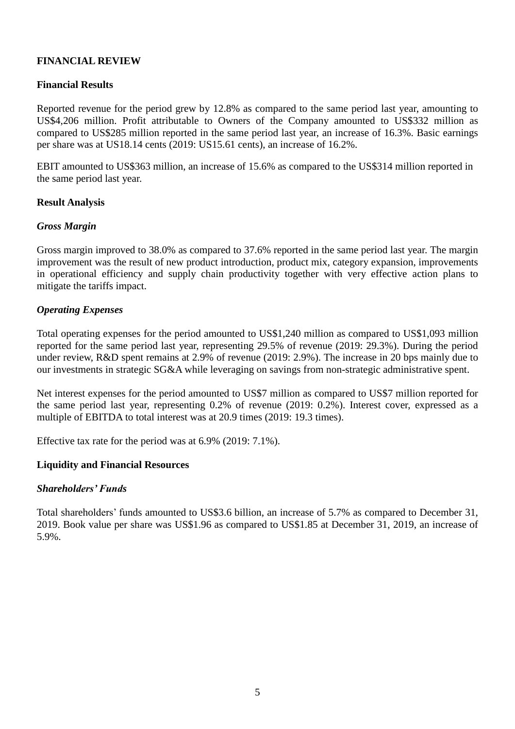## FINANCIAL REVIEW

### Financial Results

Reported revenue for the period grew by 12.8% as compared to the same period last year, amounting to US$4,206 million. Profit attributable to Owners of the Company amounted to US$332 million as compared to US$285 million reported in the same period last year, an increase of 16.3%. Basic earnings per share was at US18.14 cents (2019: US15.61 cents), an increase of 16.2%.

EBIT amounted to US$363 million, an increase of 15.6% as compared to the US$314 million reported in the same period last year.

### Result Analysis

#### *Gross Margin*

Gross margin improved to 38.0% as compared to 37.6% reported in the same period last year. The margin improvement was the result of new product introduction, product mix, category expansion, improvements in operational efficiency and supply chain productivity together with very effective action plans to mitigate the tariffs impact.

#### *Operating Expenses*

Total operating expenses for the period amounted to US$1,240 million as compared to US$1,093 million reported for the same period last year, representing 29.5% of revenue (2019: 29.3%). During the period under review, R&D spent remains at 2.9% of revenue (2019: 2.9%). The increase in 20 bps mainly due to our investments in strategic SG&A while leveraging on savings from non-strategic administrative spent.

Net interest expenses for the period amounted to US$7 million as compared to US$7 million reported for the same period last year, representing 0.2% of revenue (2019: 0.2%). Interest cover, expressed as a multiple of EBITDA to total interest was at 20.9 times (2019: 19.3 times).

Effective tax rate for the period was at 6.9% (2019: 7.1%).

### Liquidity and Financial Resources

#### *Shareholders' Funds*

Total shareholders' funds amounted to US$3.6 billion, an increase of 5.7% as compared to December 31, 2019. Book value per share was US$1.96 as compared to US$1.85 at December 31, 2019, an increase of 5.9%.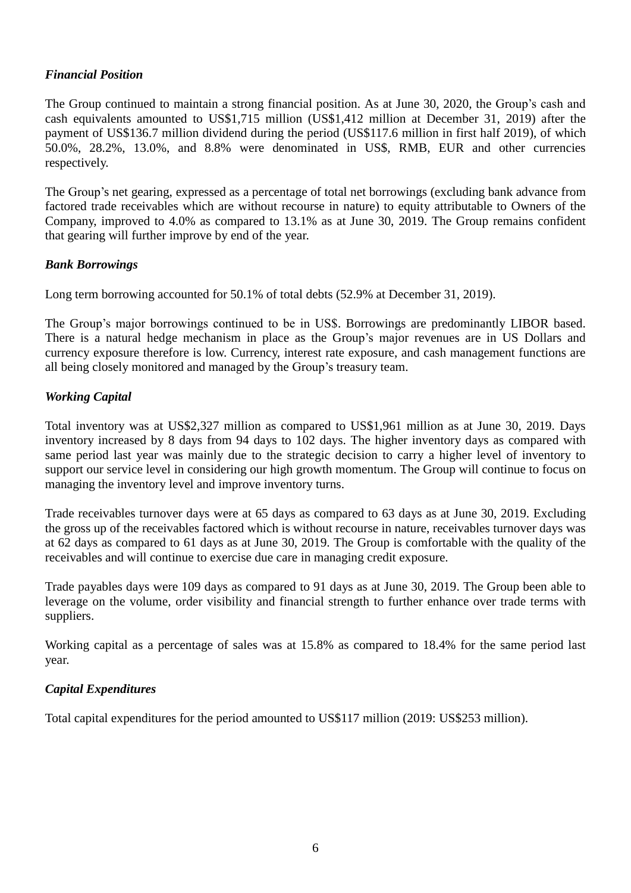### *Financial Position*

The Group continued to maintain a strong financial position. As at June 30, 2020, the Group's cash and cash equivalents amounted to US$1,715 million (US$1,412 million at December 31, 2019) after the payment of US$136.7 million dividend during the period (US$117.6 million in first half 2019), of which 50.0%, 28.2%, 13.0%, and 8.8% were denominated in US$, RMB, EUR and other currencies respectively.

The Group's net gearing, expressed as a percentage of total net borrowings (excluding bank advance from factored trade receivables which are without recourse in nature) to equity attributable to Owners of the Company, improved to 4.0% as compared to 13.1% as at June 30, 2019. The Group remains confident that gearing will further improve by end of the year.

### *Bank Borrowings*

Long term borrowing accounted for 50.1% of total debts (52.9% at December 31, 2019).

The Group's major borrowings continued to be in US$. Borrowings are predominantly LIBOR based. There is a natural hedge mechanism in place as the Group's major revenues are in US Dollars and currency exposure therefore is low. Currency, interest rate exposure, and cash management functions are all being closely monitored and managed by the Group's treasury team.

### *Working Capital*

Total inventory was at US$2,327 million as compared to US$1,961 million as at June 30, 2019. Days inventory increased by 8 days from 94 days to 102 days. The higher inventory days as compared with same period last year was mainly due to the strategic decision to carry a higher level of inventory to support our service level in considering our high growth momentum. The Group will continue to focus on managing the inventory level and improve inventory turns.

Trade receivables turnover days were at 65 days as compared to 63 days as at June 30, 2019. Excluding the gross up of the receivables factored which is without recourse in nature, receivables turnover days was at 62 days as compared to 61 days as at June 30, 2019. The Group is comfortable with the quality of the receivables and will continue to exercise due care in managing credit exposure.

Trade payables days were 109 days as compared to 91 days as at June 30, 2019. The Group been able to leverage on the volume, order visibility and financial strength to further enhance over trade terms with suppliers.

Working capital as a percentage of sales was at 15.8% as compared to 18.4% for the same period last year.

### *Capital Expenditures*

Total capital expenditures for the period amounted to US$117 million (2019: US$253 million).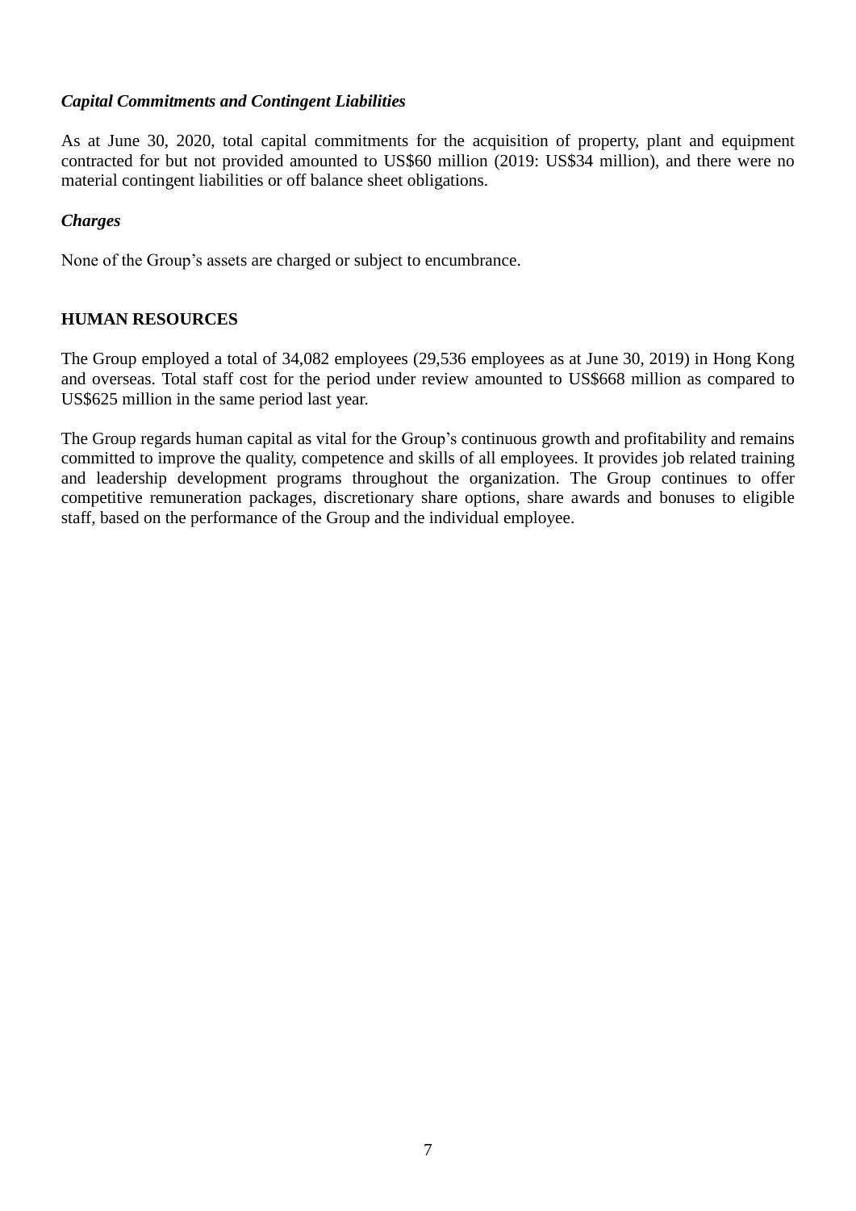***Capital Commitments and Contingent Liabilities***

As at June 30, 2020, total capital commitments for the acquisition of property, plant and equipment contracted for but not provided amounted to US$60 million (2019: US$34 million), and there were no material contingent liabilities or off balance sheet obligations.

***Charges***

None of the Group's assets are charged or subject to encumbrance.

## HUMAN RESOURCES

The Group employed a total of 34,082 employees (29,536 employees as at June 30, 2019) in Hong Kong and overseas. Total staff cost for the period under review amounted to US$668 million as compared to US$625 million in the same period last year.

The Group regards human capital as vital for the Group's continuous growth and profitability and remains committed to improve the quality, competence and skills of all employees. It provides job related training and leadership development programs throughout the organization. The Group continues to offer competitive remuneration packages, discretionary share options, share awards and bonuses to eligible staff, based on the performance of the Group and the individual employee.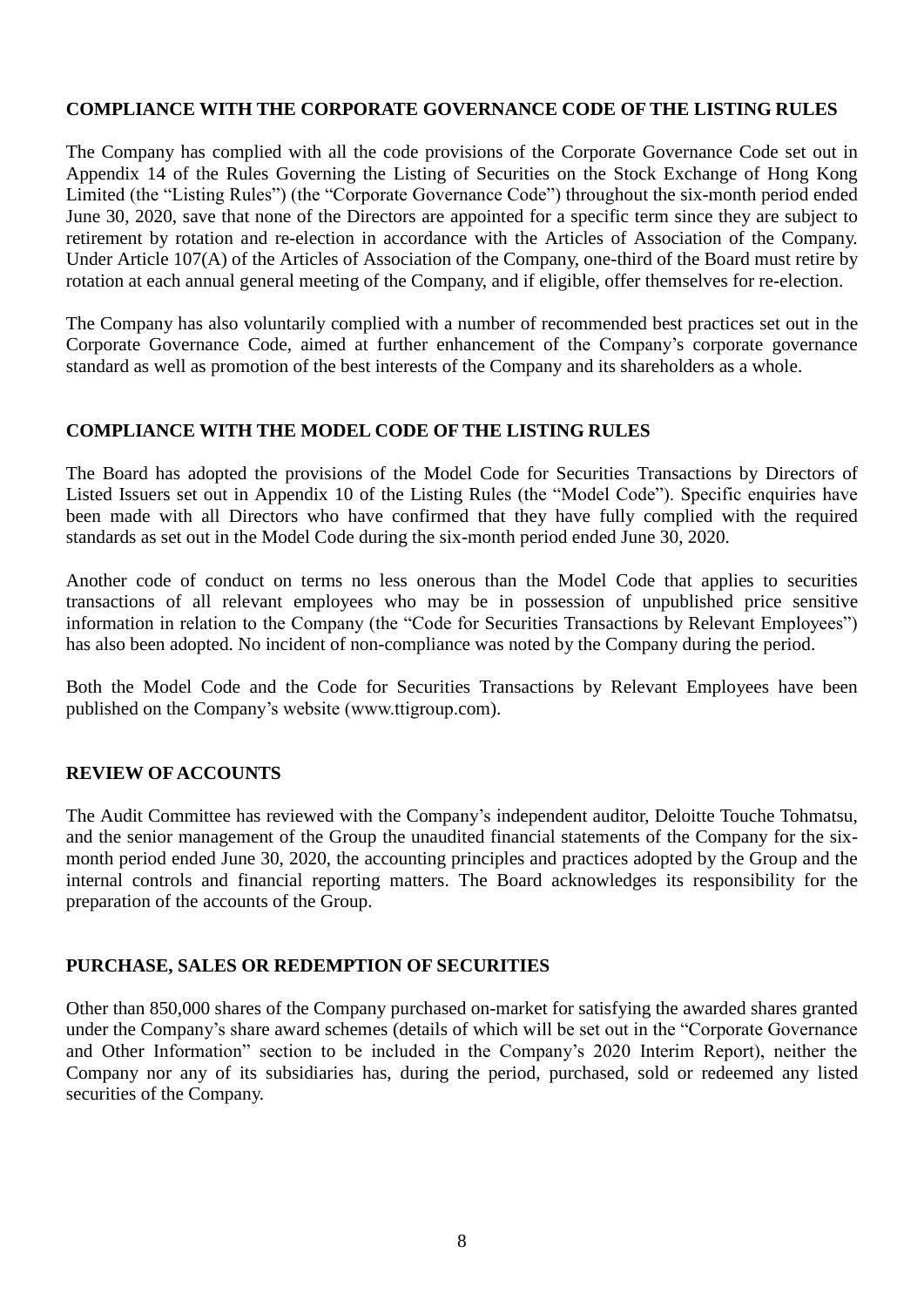## COMPLIANCE WITH THE CORPORATE GOVERNANCE CODE OF THE LISTING RULES

The Company has complied with all the code provisions of the Corporate Governance Code set out in Appendix 14 of the Rules Governing the Listing of Securities on the Stock Exchange of Hong Kong Limited (the "Listing Rules") (the "Corporate Governance Code") throughout the six-month period ended June 30, 2020, save that none of the Directors are appointed for a specific term since they are subject to retirement by rotation and re-election in accordance with the Articles of Association of the Company. Under Article 107(A) of the Articles of Association of the Company, one-third of the Board must retire by rotation at each annual general meeting of the Company, and if eligible, offer themselves for re-election.

The Company has also voluntarily complied with a number of recommended best practices set out in the Corporate Governance Code, aimed at further enhancement of the Company's corporate governance standard as well as promotion of the best interests of the Company and its shareholders as a whole.

## COMPLIANCE WITH THE MODEL CODE OF THE LISTING RULES

The Board has adopted the provisions of the Model Code for Securities Transactions by Directors of Listed Issuers set out in Appendix 10 of the Listing Rules (the "Model Code"). Specific enquiries have been made with all Directors who have confirmed that they have fully complied with the required standards as set out in the Model Code during the six-month period ended June 30, 2020.

Another code of conduct on terms no less onerous than the Model Code that applies to securities transactions of all relevant employees who may be in possession of unpublished price sensitive information in relation to the Company (the "Code for Securities Transactions by Relevant Employees") has also been adopted. No incident of non-compliance was noted by the Company during the period.

Both the Model Code and the Code for Securities Transactions by Relevant Employees have been published on the Company's website (www.ttigroup.com).

## REVIEW OF ACCOUNTS

The Audit Committee has reviewed with the Company's independent auditor, Deloitte Touche Tohmatsu, and the senior management of the Group the unaudited financial statements of the Company for the six-month period ended June 30, 2020, the accounting principles and practices adopted by the Group and the internal controls and financial reporting matters. The Board acknowledges its responsibility for the preparation of the accounts of the Group.

## PURCHASE, SALES OR REDEMPTION OF SECURITIES

Other than 850,000 shares of the Company purchased on-market for satisfying the awarded shares granted under the Company's share award schemes (details of which will be set out in the "Corporate Governance and Other Information" section to be included in the Company's 2020 Interim Report), neither the Company nor any of its subsidiaries has, during the period, purchased, sold or redeemed any listed securities of the Company.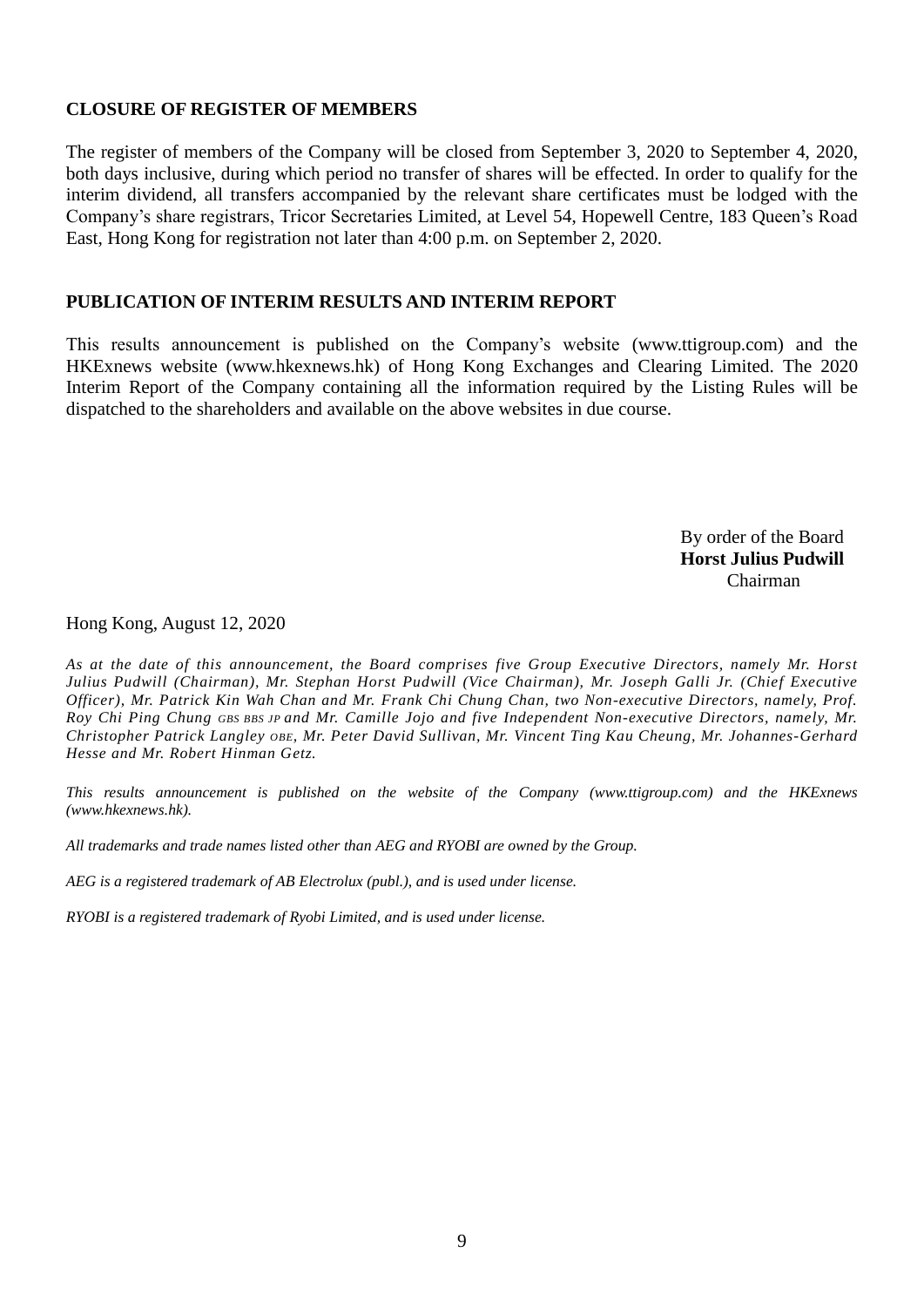## CLOSURE OF REGISTER OF MEMBERS

The register of members of the Company will be closed from September 3, 2020 to September 4, 2020, both days inclusive, during which period no transfer of shares will be effected. In order to qualify for the interim dividend, all transfers accompanied by the relevant share certificates must be lodged with the Company's share registrars, Tricor Secretaries Limited, at Level 54, Hopewell Centre, 183 Queen's Road East, Hong Kong for registration not later than 4:00 p.m. on September 2, 2020.

## PUBLICATION OF INTERIM RESULTS AND INTERIM REPORT

This results announcement is published on the Company's website (www.ttigroup.com) and the HKExnews website (www.hkexnews.hk) of Hong Kong Exchanges and Clearing Limited. The 2020 Interim Report of the Company containing all the information required by the Listing Rules will be dispatched to the shareholders and available on the above websites in due course.

By order of the Board
**Horst Julius Pudwill**
Chairman

Hong Kong, August 12, 2020

*As at the date of this announcement, the Board comprises five Group Executive Directors, namely Mr. Horst Julius Pudwill (Chairman), Mr. Stephan Horst Pudwill (Vice Chairman), Mr. Joseph Galli Jr. (Chief Executive Officer), Mr. Patrick Kin Wah Chan and Mr. Frank Chi Chung Chan, two Non-executive Directors, namely, Prof. Roy Chi Ping Chung GBS BBS JP and Mr. Camille Jojo and five Independent Non-executive Directors, namely, Mr. Christopher Patrick Langley OBE, Mr. Peter David Sullivan, Mr. Vincent Ting Kau Cheung, Mr. Johannes-Gerhard Hesse and Mr. Robert Hinman Getz.*

*This results announcement is published on the website of the Company (www.ttigroup.com) and the HKExnews (www.hkexnews.hk).*

*All trademarks and trade names listed other than AEG and RYOBI are owned by the Group.*

*AEG is a registered trademark of AB Electrolux (publ.), and is used under license.*

*RYOBI is a registered trademark of Ryobi Limited, and is used under license.*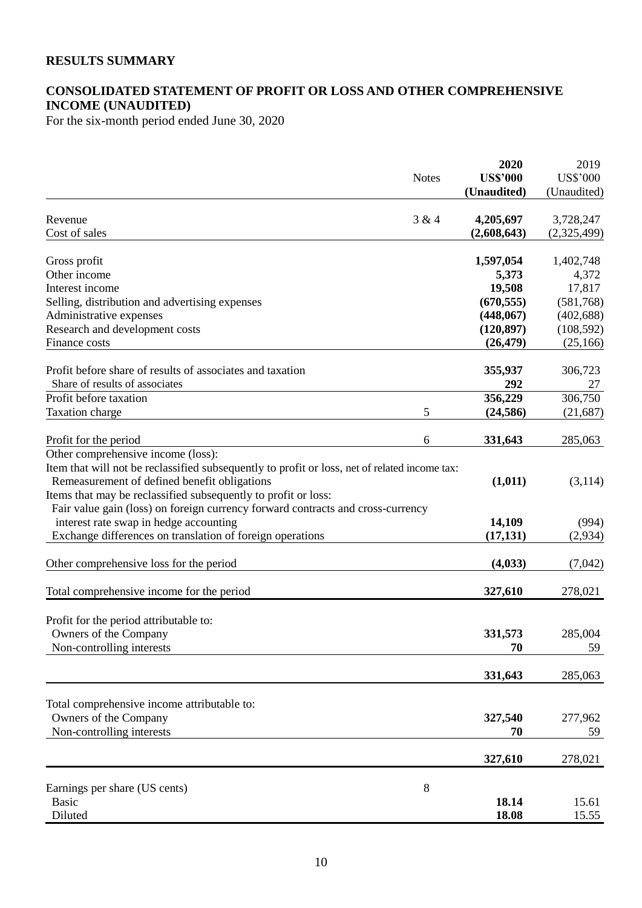## RESULTS SUMMARY

## CONSOLIDATED STATEMENT OF PROFIT OR LOSS AND OTHER COMPREHENSIVE INCOME (UNAUDITED)

For the six-month period ended June 30, 2020

| | Notes | **2020** **US$'000** **(Unaudited)** | 2019 US$'000 (Unaudited) |
|---|---|---|---|
| Revenue | 3 & 4 | **4,205,697** | 3,728,247 |
| Cost of sales | | **(2,608,643)** | (2,325,499) |
| Gross profit | | **1,597,054** | 1,402,748 |
| Other income | | **5,373** | 4,372 |
| Interest income | | **19,508** | 17,817 |
| Selling, distribution and advertising expenses | | **(670,555)** | (581,768) |
| Administrative expenses | | **(448,067)** | (402,688) |
| Research and development costs | | **(120,897)** | (108,592) |
| Finance costs | | **(26,479)** | (25,166) |
| Profit before share of results of associates and taxation | | **355,937** | 306,723 |
| Share of results of associates | | **292** | 27 |
| Profit before taxation | | **356,229** | 306,750 |
| Taxation charge | 5 | **(24,586)** | (21,687) |
| Profit for the period | 6 | **331,643** | 285,063 |
| Other comprehensive income (loss): | | | |
| Item that will not be reclassified subsequently to profit or loss, net of related income tax: | | | |
| Remeasurement of defined benefit obligations | | **(1,011)** | (3,114) |
| Items that may be reclassified subsequently to profit or loss: | | | |
| Fair value gain (loss) on foreign currency forward contracts and cross-currency interest rate swap in hedge accounting | | **14,109** | (994) |
| Exchange differences on translation of foreign operations | | **(17,131)** | (2,934) |
| Other comprehensive loss for the period | | **(4,033)** | (7,042) |
| Total comprehensive income for the period | | **327,610** | 278,021 |
| Profit for the period attributable to: | | | |
| Owners of the Company | | **331,573** | 285,004 |
| Non-controlling interests | | **70** | 59 |
| | | **331,643** | 285,063 |
| Total comprehensive income attributable to: | | | |
| Owners of the Company | | **327,540** | 277,962 |
| Non-controlling interests | | **70** | 59 |
| | | **327,610** | 278,021 |
| Earnings per share (US cents) | 8 | | |
| Basic | | **18.14** | 15.61 |
| Diluted | | **18.08** | 15.55 |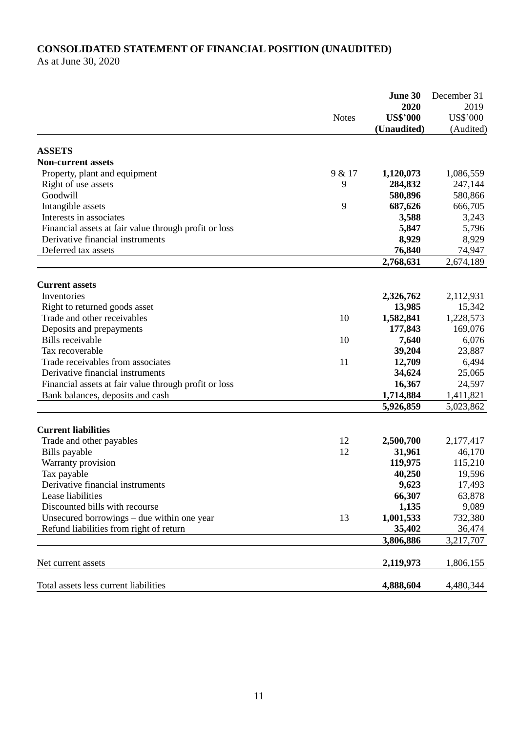**CONSOLIDATED STATEMENT OF FINANCIAL POSITION (UNAUDITED)**
As at June 30, 2020

| | Notes | **June 30 2020 US$'000 (Unaudited)** | December 31 2019 US$'000 (Audited) |
|---|---|---|---|
| **ASSETS** | | | |
| **Non-current assets** | | | |
| Property, plant and equipment | 9 & 17 | **1,120,073** | 1,086,559 |
| Right of use assets | 9 | **284,832** | 247,144 |
| Goodwill | | **580,896** | 580,866 |
| Intangible assets | 9 | **687,626** | 666,705 |
| Interests in associates | | **3,588** | 3,243 |
| Financial assets at fair value through profit or loss | | **5,847** | 5,796 |
| Derivative financial instruments | | **8,929** | 8,929 |
| Deferred tax assets | | **76,840** | 74,947 |
| | | **2,768,631** | 2,674,189 |
| **Current assets** | | | |
| Inventories | | **2,326,762** | 2,112,931 |
| Right to returned goods asset | | **13,985** | 15,342 |
| Trade and other receivables | 10 | **1,582,841** | 1,228,573 |
| Deposits and prepayments | | **177,843** | 169,076 |
| Bills receivable | 10 | **7,640** | 6,076 |
| Tax recoverable | | **39,204** | 23,887 |
| Trade receivables from associates | 11 | **12,709** | 6,494 |
| Derivative financial instruments | | **34,624** | 25,065 |
| Financial assets at fair value through profit or loss | | **16,367** | 24,597 |
| Bank balances, deposits and cash | | **1,714,884** | 1,411,821 |
| | | **5,926,859** | 5,023,862 |
| **Current liabilities** | | | |
| Trade and other payables | 12 | **2,500,700** | 2,177,417 |
| Bills payable | 12 | **31,961** | 46,170 |
| Warranty provision | | **119,975** | 115,210 |
| Tax payable | | **40,250** | 19,596 |
| Derivative financial instruments | | **9,623** | 17,493 |
| Lease liabilities | | **66,307** | 63,878 |
| Discounted bills with recourse | | **1,135** | 9,089 |
| Unsecured borrowings – due within one year | 13 | **1,001,533** | 732,380 |
| Refund liabilities from right of return | | **35,402** | 36,474 |
| | | **3,806,886** | 3,217,707 |
| Net current assets | | **2,119,973** | 1,806,155 |
| Total assets less current liabilities | | **4,888,604** | 4,480,344 |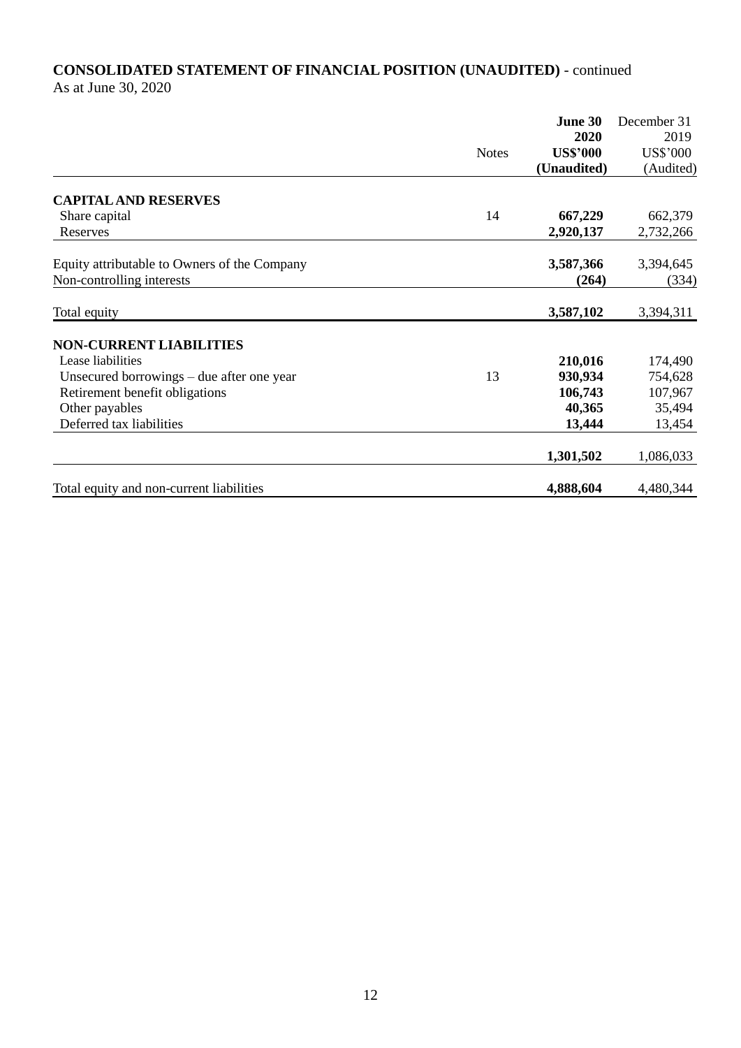**CONSOLIDATED STATEMENT OF FINANCIAL POSITION (UNAUDITED)** - continued

As at June 30, 2020

| | Notes | **June 30 2020 US$'000 (Unaudited)** | December 31 2019 US$'000 (Audited) |
|---|---|---|---|
| **CAPITAL AND RESERVES** | | | |
| Share capital | 14 | **667,229** | 662,379 |
| Reserves | | **2,920,137** | 2,732,266 |
| Equity attributable to Owners of the Company | | **3,587,366** | 3,394,645 |
| Non-controlling interests | | **(264)** | (334) |
| Total equity | | **3,587,102** | 3,394,311 |
| **NON-CURRENT LIABILITIES** | | | |
| Lease liabilities | | **210,016** | 174,490 |
| Unsecured borrowings – due after one year | 13 | **930,934** | 754,628 |
| Retirement benefit obligations | | **106,743** | 107,967 |
| Other payables | | **40,365** | 35,494 |
| Deferred tax liabilities | | **13,444** | 13,454 |
| | | **1,301,502** | 1,086,033 |
| Total equity and non-current liabilities | | **4,888,604** | 4,480,344 |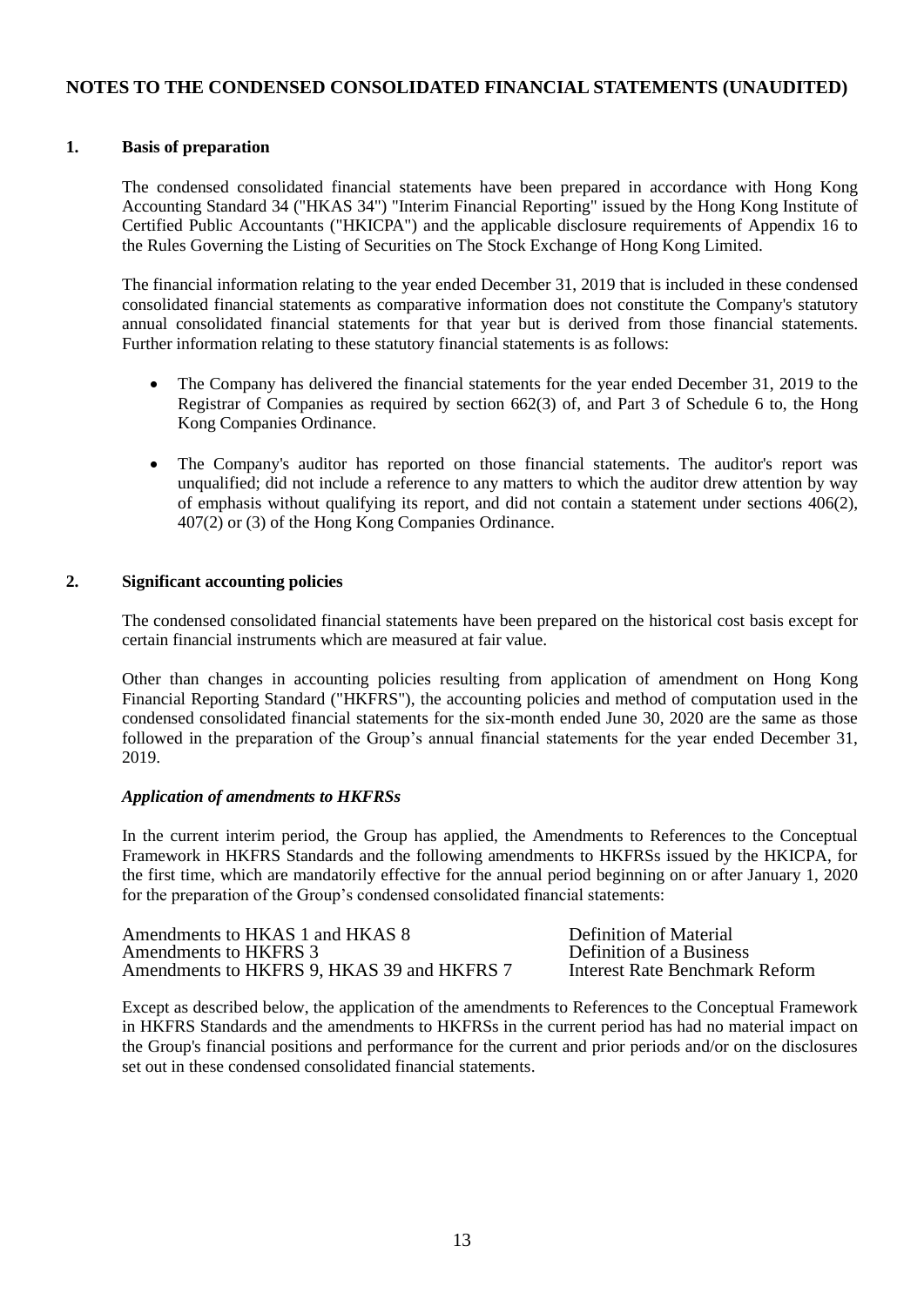# NOTES TO THE CONDENSED CONSOLIDATED FINANCIAL STATEMENTS (UNAUDITED)

## 1. Basis of preparation

The condensed consolidated financial statements have been prepared in accordance with Hong Kong Accounting Standard 34 ("HKAS 34") "Interim Financial Reporting" issued by the Hong Kong Institute of Certified Public Accountants ("HKICPA") and the applicable disclosure requirements of Appendix 16 to the Rules Governing the Listing of Securities on The Stock Exchange of Hong Kong Limited.

The financial information relating to the year ended December 31, 2019 that is included in these condensed consolidated financial statements as comparative information does not constitute the Company's statutory annual consolidated financial statements for that year but is derived from those financial statements. Further information relating to these statutory financial statements is as follows:

- The Company has delivered the financial statements for the year ended December 31, 2019 to the Registrar of Companies as required by section 662(3) of, and Part 3 of Schedule 6 to, the Hong Kong Companies Ordinance.

- The Company's auditor has reported on those financial statements. The auditor's report was unqualified; did not include a reference to any matters to which the auditor drew attention by way of emphasis without qualifying its report, and did not contain a statement under sections 406(2), 407(2) or (3) of the Hong Kong Companies Ordinance.

## 2. Significant accounting policies

The condensed consolidated financial statements have been prepared on the historical cost basis except for certain financial instruments which are measured at fair value.

Other than changes in accounting policies resulting from application of amendment on Hong Kong Financial Reporting Standard ("HKFRS"), the accounting policies and method of computation used in the condensed consolidated financial statements for the six-month ended June 30, 2020 are the same as those followed in the preparation of the Group's annual financial statements for the year ended December 31, 2019.

### *Application of amendments to HKFRSs*

In the current interim period, the Group has applied, the Amendments to References to the Conceptual Framework in HKFRS Standards and the following amendments to HKFRSs issued by the HKICPA, for the first time, which are mandatorily effective for the annual period beginning on or after January 1, 2020 for the preparation of the Group's condensed consolidated financial statements:

| | |
|---|---|
| Amendments to HKAS 1 and HKAS 8 | Definition of Material |
| Amendments to HKFRS 3 | Definition of a Business |
| Amendments to HKFRS 9, HKAS 39 and HKFRS 7 | Interest Rate Benchmark Reform |

Except as described below, the application of the amendments to References to the Conceptual Framework in HKFRS Standards and the amendments to HKFRSs in the current period has had no material impact on the Group's financial positions and performance for the current and prior periods and/or on the disclosures set out in these condensed consolidated financial statements.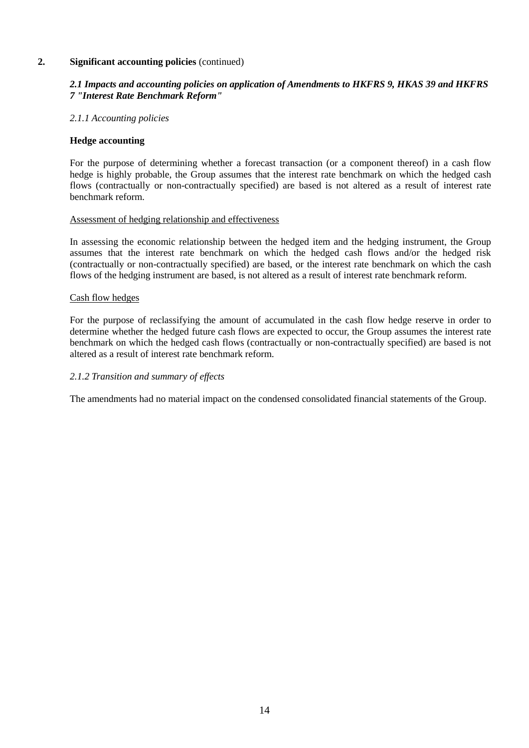## 2. Significant accounting policies (continued)

### *2.1 Impacts and accounting policies on application of Amendments to HKFRS 9, HKAS 39 and HKFRS 7 "Interest Rate Benchmark Reform"*

*2.1.1 Accounting policies*

**Hedge accounting**

For the purpose of determining whether a forecast transaction (or a component thereof) in a cash flow hedge is highly probable, the Group assumes that the interest rate benchmark on which the hedged cash flows (contractually or non-contractually specified) are based is not altered as a result of interest rate benchmark reform.

Assessment of hedging relationship and effectiveness

In assessing the economic relationship between the hedged item and the hedging instrument, the Group assumes that the interest rate benchmark on which the hedged cash flows and/or the hedged risk (contractually or non-contractually specified) are based, or the interest rate benchmark on which the cash flows of the hedging instrument are based, is not altered as a result of interest rate benchmark reform.

Cash flow hedges

For the purpose of reclassifying the amount of accumulated in the cash flow hedge reserve in order to determine whether the hedged future cash flows are expected to occur, the Group assumes the interest rate benchmark on which the hedged cash flows (contractually or non-contractually specified) are based is not altered as a result of interest rate benchmark reform.

*2.1.2 Transition and summary of effects*

The amendments had no material impact on the condensed consolidated financial statements of the Group.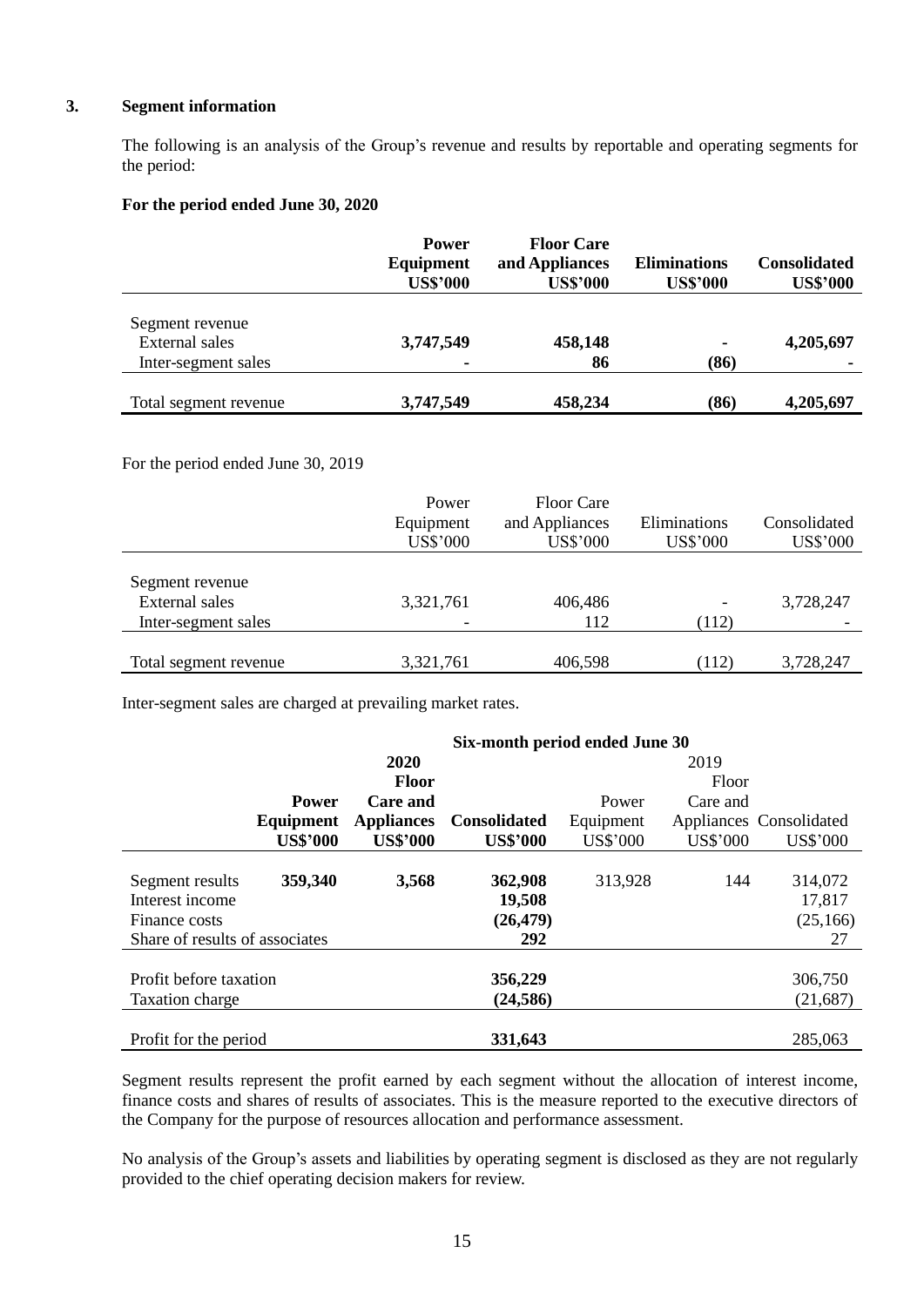## 3. Segment information

The following is an analysis of the Group's revenue and results by reportable and operating segments for the period:

**For the period ended June 30, 2020**

| | **Power Equipment US$'000** | **Floor Care and Appliances US$'000** | **Eliminations US$'000** | **Consolidated US$'000** |
|---|---|---|---|---|
| Segment revenue | | | | |
| External sales | **3,747,549** | **458,148** | **-** | **4,205,697** |
| Inter-segment sales | **-** | **86** | **(86)** | **-** |
| Total segment revenue | **3,747,549** | **458,234** | **(86)** | **4,205,697** |

For the period ended June 30, 2019

| | Power Equipment US$'000 | Floor Care and Appliances US$'000 | Eliminations US$'000 | Consolidated US$'000 |
|---|---|---|---|---|
| Segment revenue | | | | |
| External sales | 3,321,761 | 406,486 | - | 3,728,247 |
| Inter-segment sales | - | 112 | (112) | - |
| Total segment revenue | 3,321,761 | 406,598 | (112) | 3,728,247 |

Inter-segment sales are charged at prevailing market rates.

| | **Six-month period ended June 30** | | | | | |
|---|---|---|---|---|---|---|
| | **2020** | | | 2019 | | |
| | **Power Equipment US$'000** | **Floor Care and Appliances US$'000** | **Consolidated US$'000** | Power Equipment US$'000 | Floor Care and Appliances US$'000 | Consolidated US$'000 |
| Segment results | **359,340** | **3,568** | **362,908** | 313,928 | 144 | 314,072 |
| Interest income | | | **19,508** | | | 17,817 |
| Finance costs | | | **(26,479)** | | | (25,166) |
| Share of results of associates | | | **292** | | | 27 |
| Profit before taxation | | | **356,229** | | | 306,750 |
| Taxation charge | | | **(24,586)** | | | (21,687) |
| Profit for the period | | | **331,643** | | | 285,063 |

Segment results represent the profit earned by each segment without the allocation of interest income, finance costs and shares of results of associates. This is the measure reported to the executive directors of the Company for the purpose of resources allocation and performance assessment.

No analysis of the Group's assets and liabilities by operating segment is disclosed as they are not regularly provided to the chief operating decision makers for review.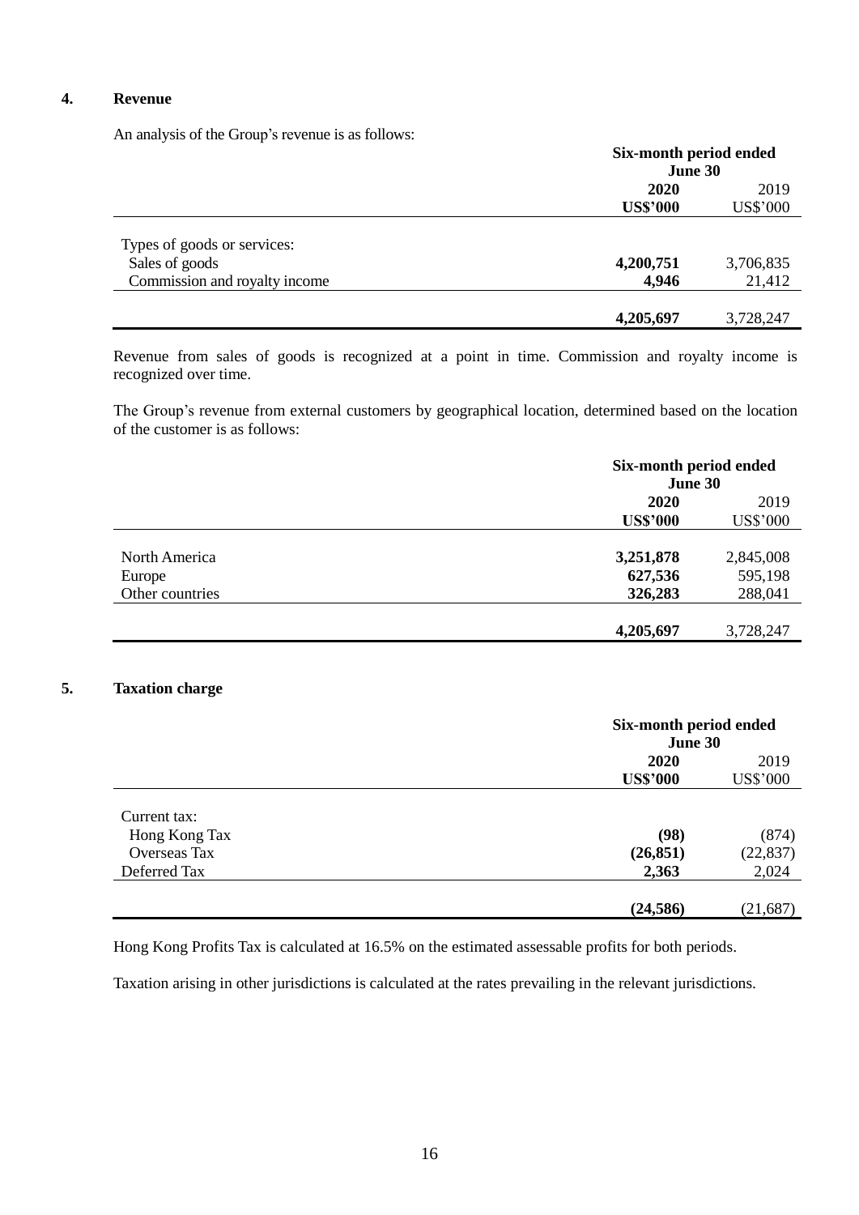## 4. Revenue

An analysis of the Group's revenue is as follows:

| | Six-month period ended June 30 | |
|---|---|---|
| | **2020** | 2019 |
| | **US$'000** | US$'000 |
| Types of goods or services: | | |
| Sales of goods | **4,200,751** | 3,706,835 |
| Commission and royalty income | **4,946** | 21,412 |
| | **4,205,697** | 3,728,247 |

Revenue from sales of goods is recognized at a point in time. Commission and royalty income is recognized over time.

The Group's revenue from external customers by geographical location, determined based on the location of the customer is as follows:

| | Six-month period ended June 30 | |
|---|---|---|
| | **2020** | 2019 |
| | **US$'000** | US$'000 |
| North America | **3,251,878** | 2,845,008 |
| Europe | **627,536** | 595,198 |
| Other countries | **326,283** | 288,041 |
| | **4,205,697** | 3,728,247 |

## 5. Taxation charge

| | Six-month period ended June 30 | |
|---|---|---|
| | **2020** | 2019 |
| | **US$'000** | US$'000 |
| Current tax: | | |
| Hong Kong Tax | **(98)** | (874) |
| Overseas Tax | **(26,851)** | (22,837) |
| Deferred Tax | **2,363** | 2,024 |
| | **(24,586)** | (21,687) |

Hong Kong Profits Tax is calculated at 16.5% on the estimated assessable profits for both periods.

Taxation arising in other jurisdictions is calculated at the rates prevailing in the relevant jurisdictions.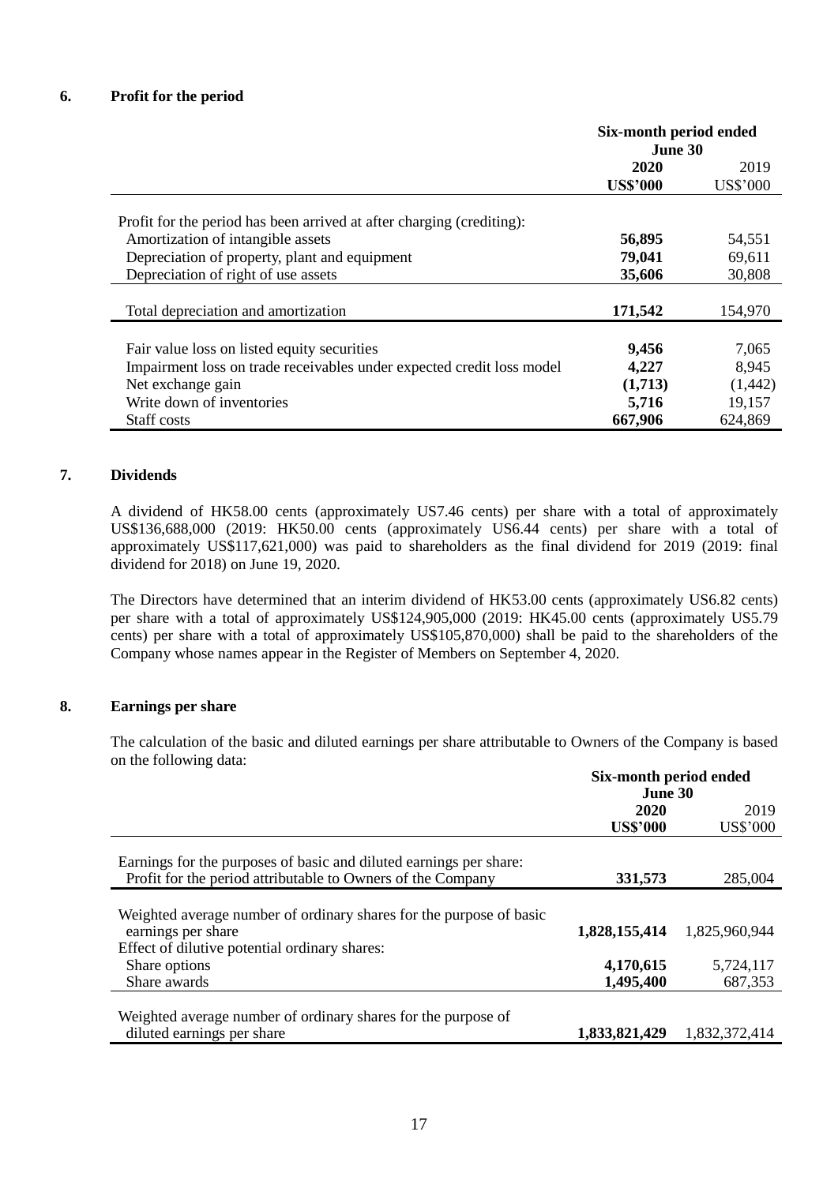## 6. Profit for the period

| | Six-month period ended June 30 | |
|---|---|---|
| | **2020** | 2019 |
| | **US$'000** | US$'000 |
| Profit for the period has been arrived at after charging (crediting): | | |
| Amortization of intangible assets | **56,895** | 54,551 |
| Depreciation of property, plant and equipment | **79,041** | 69,611 |
| Depreciation of right of use assets | **35,606** | 30,808 |
| Total depreciation and amortization | **171,542** | 154,970 |
| Fair value loss on listed equity securities | **9,456** | 7,065 |
| Impairment loss on trade receivables under expected credit loss model | **4,227** | 8,945 |
| Net exchange gain | **(1,713)** | (1,442) |
| Write down of inventories | **5,716** | 19,157 |
| Staff costs | **667,906** | 624,869 |

## 7. Dividends

A dividend of HK58.00 cents (approximately US7.46 cents) per share with a total of approximately US$136,688,000 (2019: HK50.00 cents (approximately US6.44 cents) per share with a total of approximately US$117,621,000) was paid to shareholders as the final dividend for 2019 (2019: final dividend for 2018) on June 19, 2020.

The Directors have determined that an interim dividend of HK53.00 cents (approximately US6.82 cents) per share with a total of approximately US$124,905,000 (2019: HK45.00 cents (approximately US5.79 cents) per share with a total of approximately US$105,870,000) shall be paid to the shareholders of the Company whose names appear in the Register of Members on September 4, 2020.

## 8. Earnings per share

The calculation of the basic and diluted earnings per share attributable to Owners of the Company is based on the following data:

| | Six-month period ended June 30 | |
|---|---|---|
| | **2020** | 2019 |
| | **US$'000** | US$'000 |
| Earnings for the purposes of basic and diluted earnings per share: | | |
| Profit for the period attributable to Owners of the Company | **331,573** | 285,004 |
| Weighted average number of ordinary shares for the purpose of basic earnings per share | **1,828,155,414** | 1,825,960,944 |
| Effect of dilutive potential ordinary shares: | | |
| Share options | **4,170,615** | 5,724,117 |
| Share awards | **1,495,400** | 687,353 |
| Weighted average number of ordinary shares for the purpose of diluted earnings per share | **1,833,821,429** | 1,832,372,414 |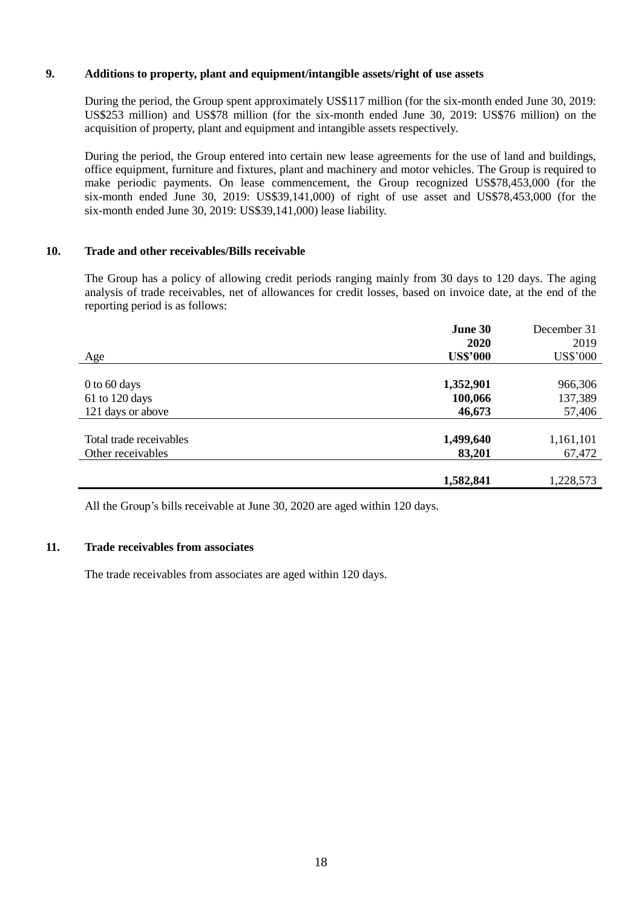### 9. Additions to property, plant and equipment/intangible assets/right of use assets

During the period, the Group spent approximately US$117 million (for the six-month ended June 30, 2019: US$253 million) and US$78 million (for the six-month ended June 30, 2019: US$76 million) on the acquisition of property, plant and equipment and intangible assets respectively.

During the period, the Group entered into certain new lease agreements for the use of land and buildings, office equipment, furniture and fixtures, plant and machinery and motor vehicles. The Group is required to make periodic payments. On lease commencement, the Group recognized US$78,453,000 (for the six-month ended June 30, 2019: US$39,141,000) of right of use asset and US$78,453,000 (for the six-month ended June 30, 2019: US$39,141,000) lease liability.

### 10. Trade and other receivables/Bills receivable

The Group has a policy of allowing credit periods ranging mainly from 30 days to 120 days. The aging analysis of trade receivables, net of allowances for credit losses, based on invoice date, at the end of the reporting period is as follows:

| Age | **June 30 2020 US$'000** | December 31 2019 US$'000 |
|---|---|---|
| 0 to 60 days | **1,352,901** | 966,306 |
| 61 to 120 days | **100,066** | 137,389 |
| 121 days or above | **46,673** | 57,406 |
| Total trade receivables | **1,499,640** | 1,161,101 |
| Other receivables | **83,201** | 67,472 |
| | **1,582,841** | 1,228,573 |

All the Group's bills receivable at June 30, 2020 are aged within 120 days.

### 11. Trade receivables from associates

The trade receivables from associates are aged within 120 days.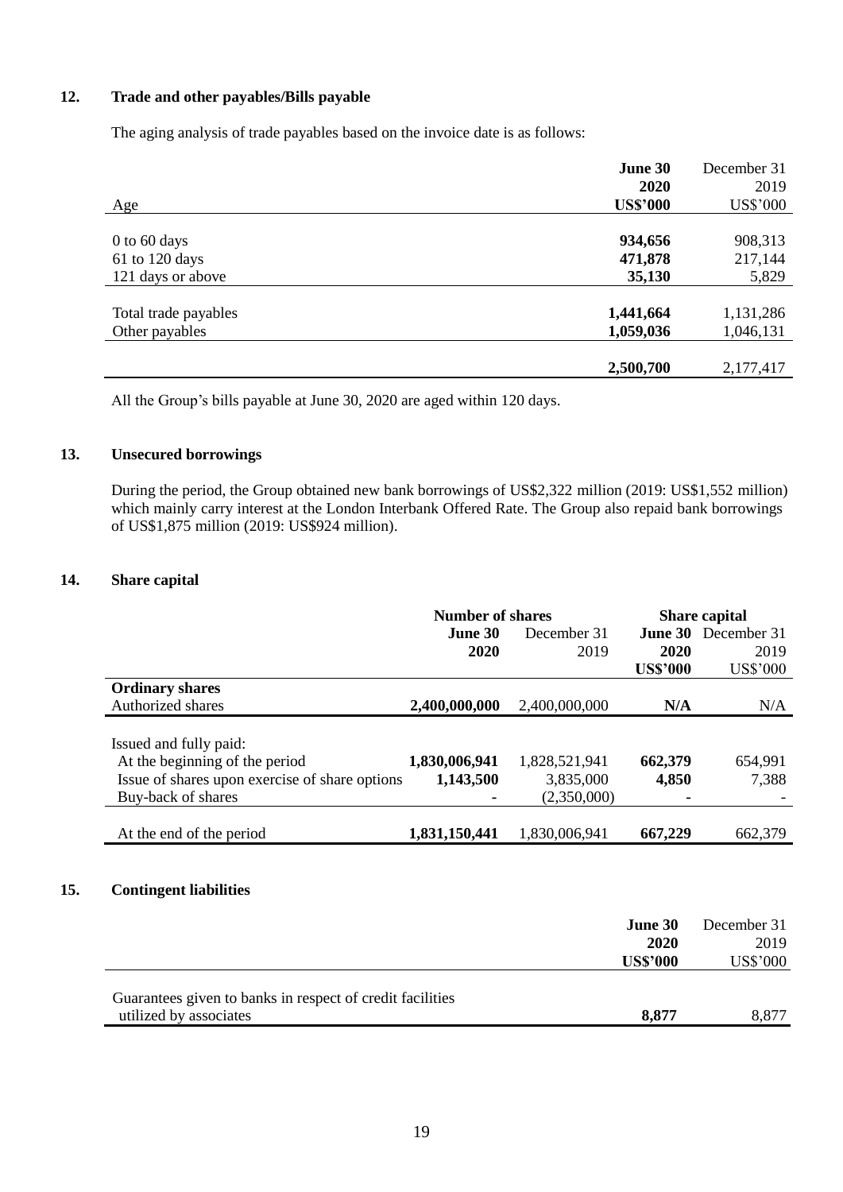## 12. Trade and other payables/Bills payable

The aging analysis of trade payables based on the invoice date is as follows:

| Age | **June 30 2020 US$'000** | December 31 2019 US$'000 |
|---|---|---|
| 0 to 60 days | **934,656** | 908,313 |
| 61 to 120 days | **471,878** | 217,144 |
| 121 days or above | **35,130** | 5,829 |
| Total trade payables | **1,441,664** | 1,131,286 |
| Other payables | **1,059,036** | 1,046,131 |
| | **2,500,700** | 2,177,417 |

All the Group's bills payable at June 30, 2020 are aged within 120 days.

## 13. Unsecured borrowings

During the period, the Group obtained new bank borrowings of US$2,322 million (2019: US$1,552 million) which mainly carry interest at the London Interbank Offered Rate. The Group also repaid bank borrowings of US$1,875 million (2019: US$924 million).

## 14. Share capital

| | Number of shares | | Share capital | |
|---|---|---|---|---|
| | **June 30 2020** | December 31 2019 | **June 30 2020 US$'000** | December 31 2019 US$'000 |
| **Ordinary shares** | | | | |
| Authorized shares | **2,400,000,000** | 2,400,000,000 | **N/A** | N/A |
| Issued and fully paid: | | | | |
| At the beginning of the period | **1,830,006,941** | 1,828,521,941 | **662,379** | 654,991 |
| Issue of shares upon exercise of share options | **1,143,500** | 3,835,000 | **4,850** | 7,388 |
| Buy-back of shares | **-** | (2,350,000) | **-** | - |
| At the end of the period | **1,831,150,441** | 1,830,006,941 | **667,229** | 662,379 |

## 15. Contingent liabilities

| | **June 30 2020 US$'000** | December 31 2019 US$'000 |
|---|---|---|
| Guarantees given to banks in respect of credit facilities utilized by associates | **8,877** | 8,877 |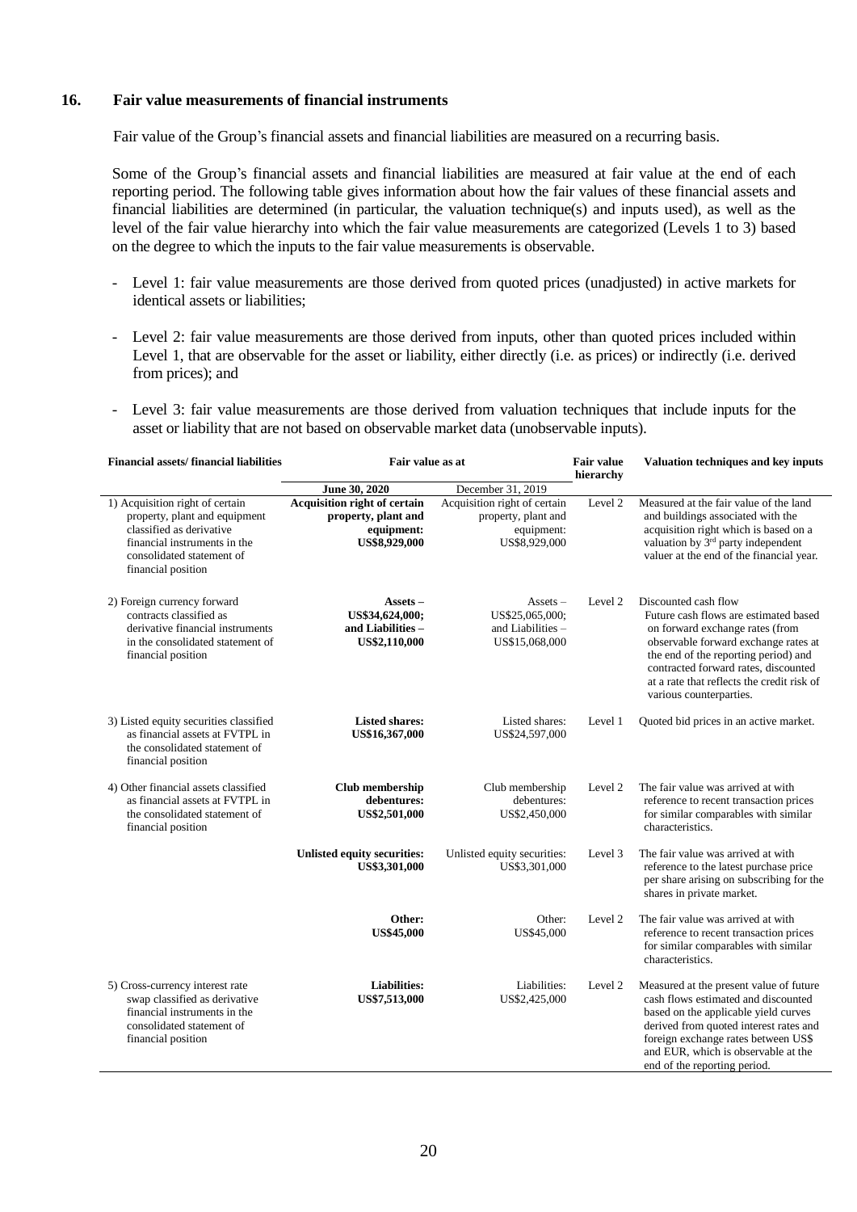## 16. Fair value measurements of financial instruments

Fair value of the Group's financial assets and financial liabilities are measured on a recurring basis.

Some of the Group's financial assets and financial liabilities are measured at fair value at the end of each reporting period. The following table gives information about how the fair values of these financial assets and financial liabilities are determined (in particular, the valuation technique(s) and inputs used), as well as the level of the fair value hierarchy into which the fair value measurements are categorized (Levels 1 to 3) based on the degree to which the inputs to the fair value measurements is observable.

- Level 1: fair value measurements are those derived from quoted prices (unadjusted) in active markets for identical assets or liabilities;
- Level 2: fair value measurements are those derived from inputs, other than quoted prices included within Level 1, that are observable for the asset or liability, either directly (i.e. as prices) or indirectly (i.e. derived from prices); and
- Level 3: fair value measurements are those derived from valuation techniques that include inputs for the asset or liability that are not based on observable market data (unobservable inputs).

| Financial assets/ financial liabilities | Fair value as at | | Fair value hierarchy | Valuation techniques and key inputs |
|---|---|---|---|---|
| | **June 30, 2020** | December 31, 2019 | | |
| 1) Acquisition right of certain property, plant and equipment classified as derivative financial instruments in the consolidated statement of financial position | **Acquisition right of certain property, plant and equipment: US$8,929,000** | Acquisition right of certain property, plant and equipment: US$8,929,000 | Level 2 | Measured at the fair value of the land and buildings associated with the acquisition right which is based on a valuation by 3rd party independent valuer at the end of the financial year. |
| 2) Foreign currency forward contracts classified as derivative financial instruments in the consolidated statement of financial position | **Assets – US$34,624,000; and Liabilities – US$2,110,000** | Assets – US$25,065,000; and Liabilities – US$15,068,000 | Level 2 | Discounted cash flow Future cash flows are estimated based on forward exchange rates (from observable forward exchange rates at the end of the reporting period) and contracted forward rates, discounted at a rate that reflects the credit risk of various counterparties. |
| 3) Listed equity securities classified as financial assets at FVTPL in the consolidated statement of financial position | **Listed shares: US$16,367,000** | Listed shares: US$24,597,000 | Level 1 | Quoted bid prices in an active market. |
| 4) Other financial assets classified as financial assets at FVTPL in the consolidated statement of financial position | **Club membership debentures: US$2,501,000** | Club membership debentures: US$2,450,000 | Level 2 | The fair value was arrived at with reference to recent transaction prices for similar comparables with similar characteristics. |
| | **Unlisted equity securities: US$3,301,000** | Unlisted equity securities: US$3,301,000 | Level 3 | The fair value was arrived at with reference to the latest purchase price per share arising on subscribing for the shares in private market. |
| | **Other: US$45,000** | Other: US$45,000 | Level 2 | The fair value was arrived at with reference to recent transaction prices for similar comparables with similar characteristics. |
| 5) Cross-currency interest rate swap classified as derivative financial instruments in the consolidated statement of financial position | **Liabilities: US$7,513,000** | Liabilities: US$2,425,000 | Level 2 | Measured at the present value of future cash flows estimated and discounted based on the applicable yield curves derived from quoted interest rates and foreign exchange rates between US$ and EUR, which is observable at the end of the reporting period. |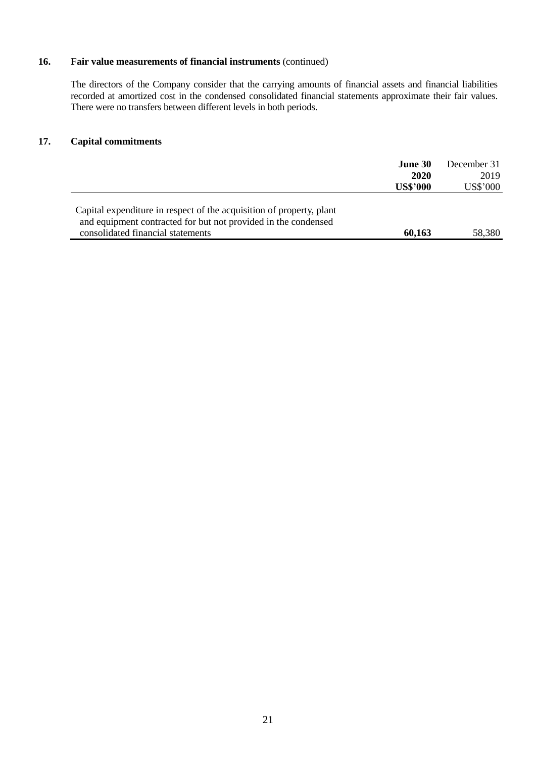### 16. Fair value measurements of financial instruments (continued)

The directors of the Company consider that the carrying amounts of financial assets and financial liabilities recorded at amortized cost in the condensed consolidated financial statements approximate their fair values. There were no transfers between different levels in both periods.

### 17. Capital commitments

| | **June 30 2020 US$'000** | December 31 2019 US$'000 |
|---|---|---|
| Capital expenditure in respect of the acquisition of property, plant and equipment contracted for but not provided in the condensed consolidated financial statements | **60,163** | 58,380 |